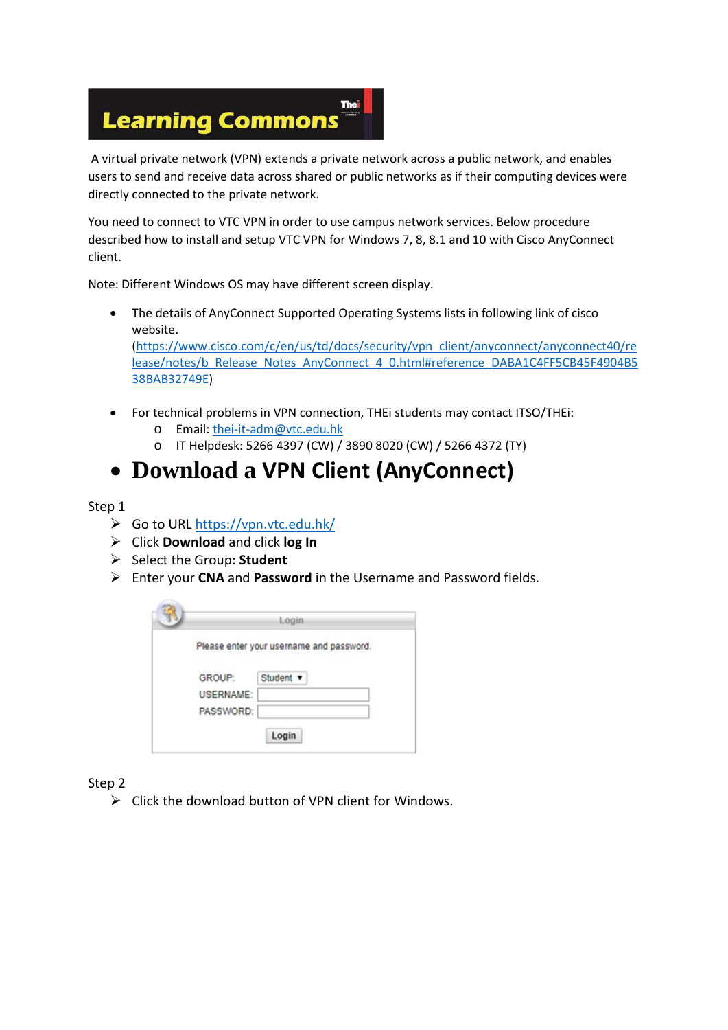Learning Commons

A virtual private network (VPN) extends a private network across a public network, and enables users to send and receive data across shared or public networks as if their computing devices were directly connected to the private network.

You need to connect to VTC VPN in order to use campus network services. Below procedure described how to install and setup VTC VPN for Windows 7, 8, 8.1 and 10 with Cisco AnyConnect client.

Note: Different Windows OS may have different screen display.

- The details of AnyConnect Supported Operating Systems lists in following link of cisco website. (https://www.cisco.com/c/en/us/td/docs/security/vpn_client/anyconnect/anyconnect40/release/notes/b_Release_Notes_AnyConnect_4_0.html#reference_DABA1C4FF5CB45F4904B538BAB32749E)

- For technical problems in VPN connection, THEi students may contact ITSO/THEi:
  - Email: thei-it-adm@vtc.edu.hk
  - IT Helpdesk: 5266 4397 (CW) / 3890 8020 (CW) / 5266 4372 (TY)

# Download a VPN Client (AnyConnect)

Step 1

- Go to URL https://vpn.vtc.edu.hk/
- Click **Download** and click **log In**
- Select the Group: **Student**
- Enter your **CNA** and **Password** in the Username and Password fields.

Login

Please enter your username and password.

GROUP: Student

USERNAME:

PASSWORD:

Login

Step 2

- Click the download button of VPN client for Windows.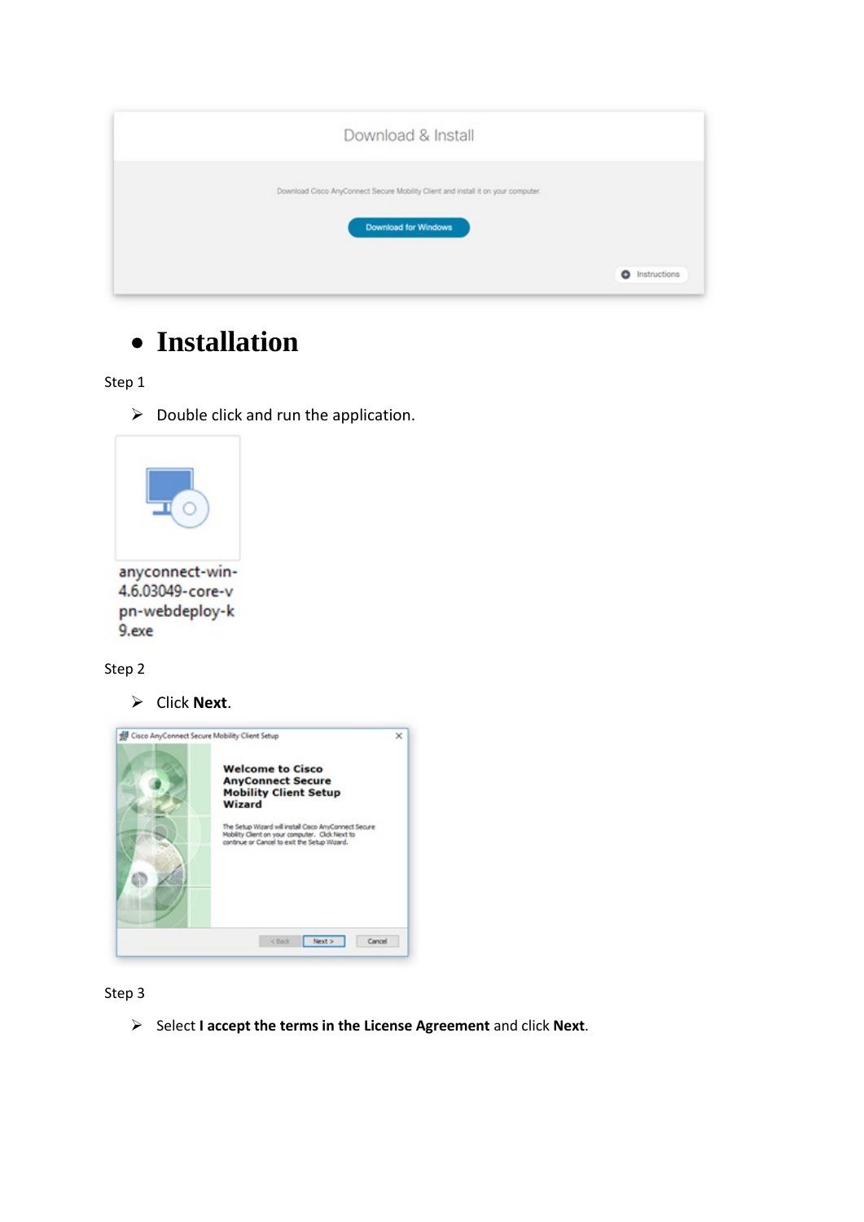- # Installation

Step 1

- Double click and run the application.

Step 2

- Click **Next**.

Step 3

- Select **I accept the terms in the License Agreement** and click **Next**.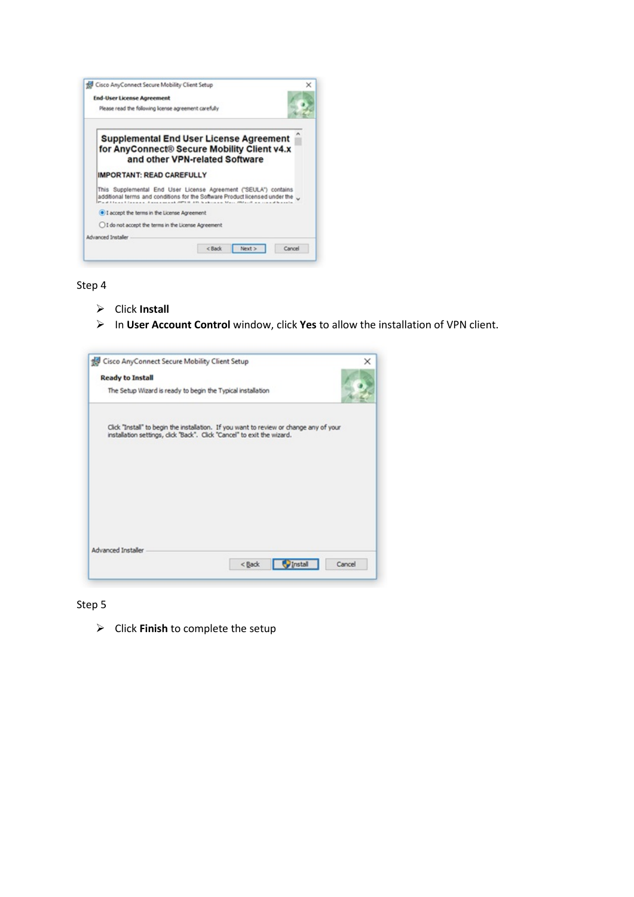Step 4

- Click **Install**
- In **User Account Control** window, click **Yes** to allow the installation of VPN client.

Step 5

- Click **Finish** to complete the setup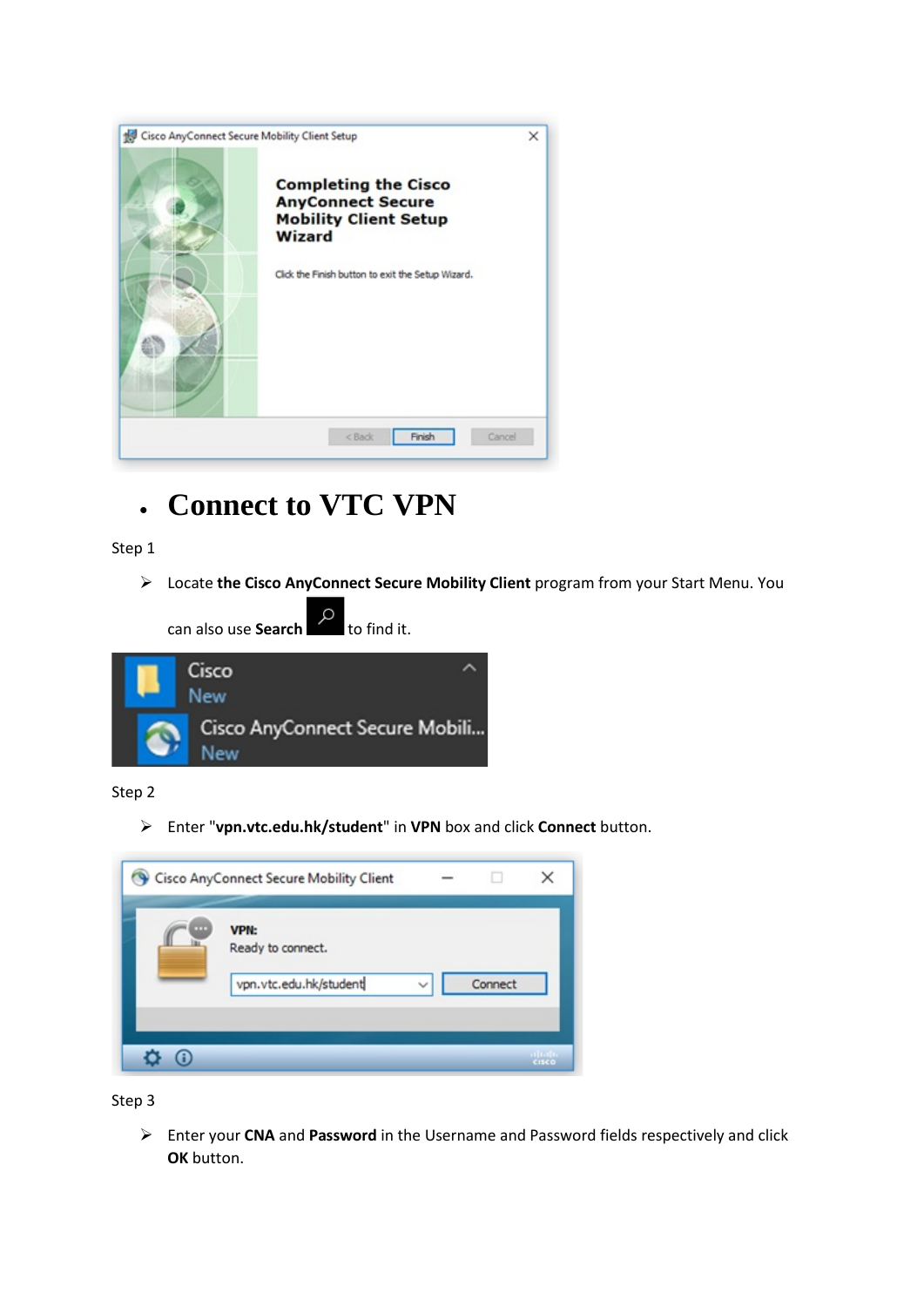- # Connect to VTC VPN

Step 1

➢ Locate **the Cisco AnyConnect Secure Mobility Client** program from your Start Menu. You can also use **Search** to find it.

Step 2

➢ Enter "**vpn.vtc.edu.hk/student**" in **VPN** box and click **Connect** button.

Step 3

➢ Enter your **CNA** and **Password** in the Username and Password fields respectively and click **OK** button.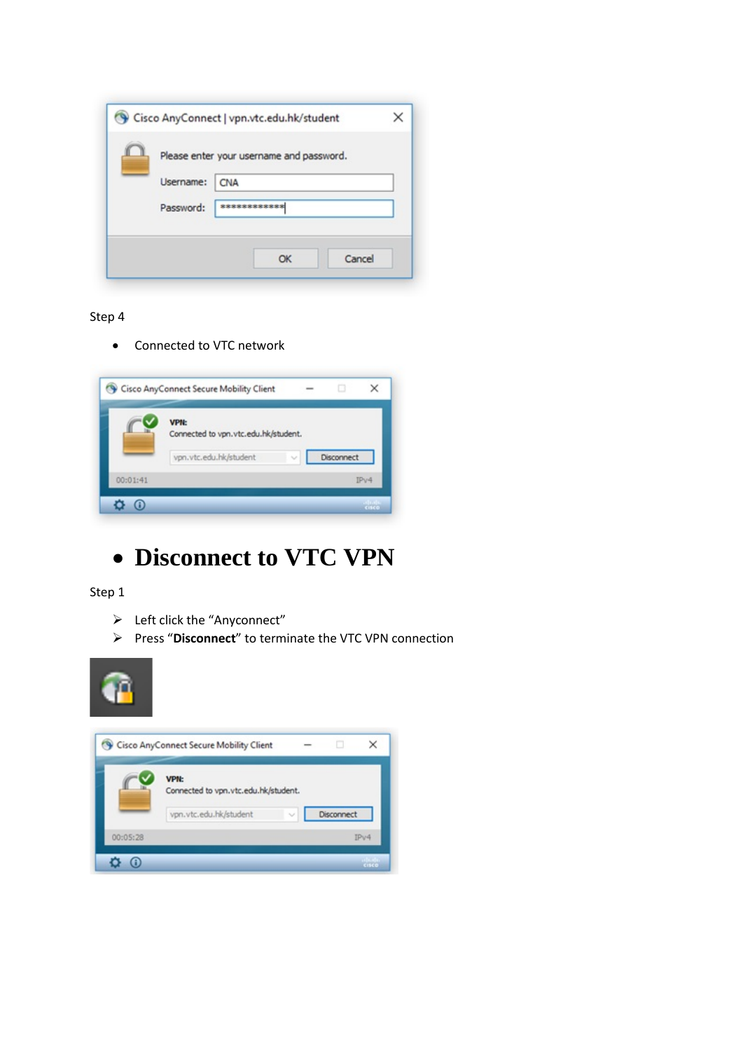Step 4

- Connected to VTC network

- **Disconnect to VTC VPN**

Step 1

- Left click the “Anyconnect”
- Press “**Disconnect**” to terminate the VTC VPN connection